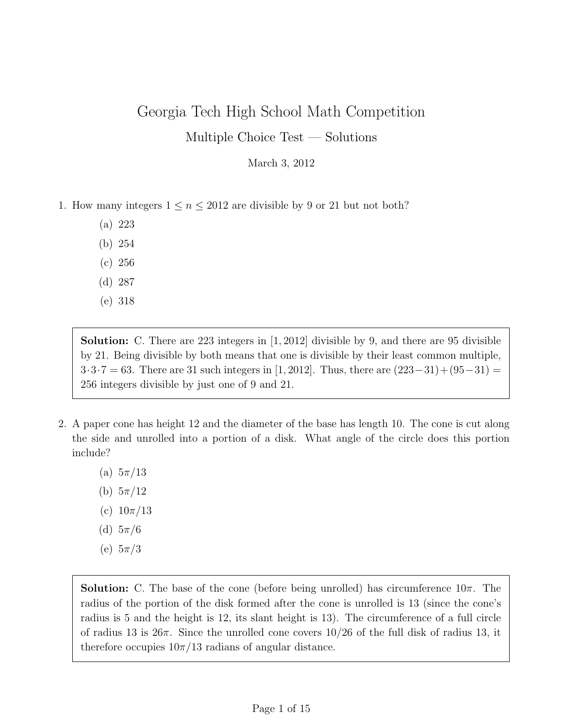# Georgia Tech High School Math Competition

## Multiple Choice Test — Solutions

March 3, 2012

1. How many integers $1 \leq n \leq 2012$ are divisible by 9 or 21 but not both?

   (a) 223

   (b) 254

   (c) 256

   (d) 287

   (e) 318

> **Solution:** C. There are 223 integers in $[1, 2012]$ divisible by 9, and there are 95 divisible by 21. Being divisible by both means that one is divisible by their least common multiple, $3 \cdot 3 \cdot 7 = 63$. There are 31 such integers in $[1, 2012]$. Thus, there are $(223 - 31) + (95 - 31) = 256$ integers divisible by just one of 9 and 21.

2. A paper cone has height 12 and the diameter of the base has length 10. The cone is cut along the side and unrolled into a portion of a disk. What angle of the circle does this portion include?

   (a) $5\pi/13$

   (b) $5\pi/12$

   (c) $10\pi/13$

   (d) $5\pi/6$

   (e) $5\pi/3$

> **Solution:** C. The base of the cone (before being unrolled) has circumference $10\pi$. The radius of the portion of the disk formed after the cone is unrolled is 13 (since the cone's radius is 5 and the height is 12, its slant height is 13). The circumference of a full circle of radius 13 is $26\pi$. Since the unrolled cone covers $10/26$ of the full disk of radius 13, it therefore occupies $10\pi/13$ radians of angular distance.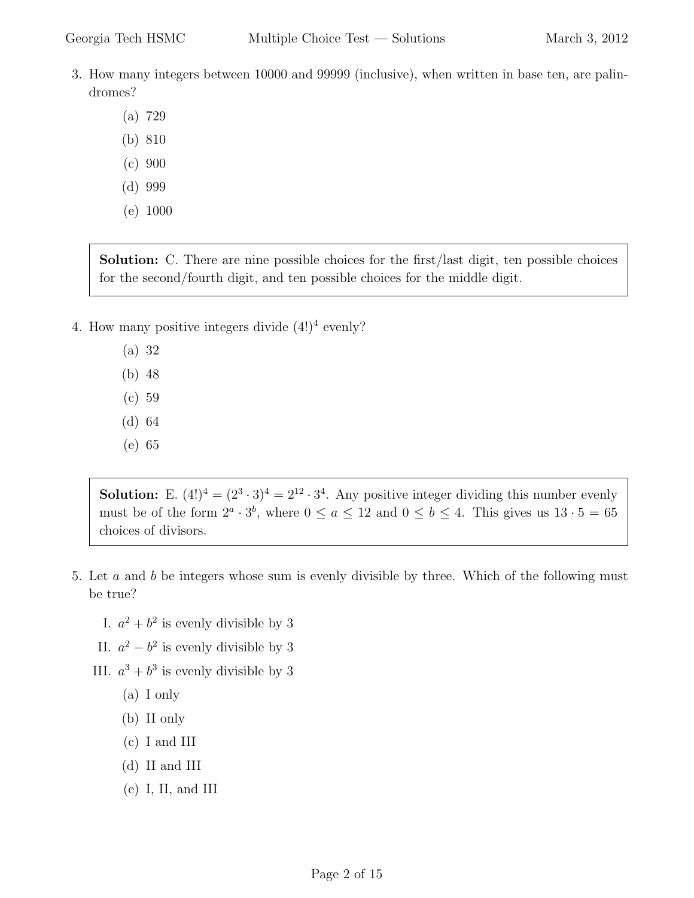3. How many integers between 10000 and 99999 (inclusive), when written in base ten, are palindromes?

   (a) 729
   (b) 810
   (c) 900
   (d) 999
   (e) 1000

> **Solution:** C. There are nine possible choices for the first/last digit, ten possible choices for the second/fourth digit, and ten possible choices for the middle digit.

4. How many positive integers divide $(4!)^4$ evenly?

   (a) 32
   (b) 48
   (c) 59
   (d) 64
   (e) 65

> **Solution:** E. $(4!)^4 = (2^3 \cdot 3)^4 = 2^{12} \cdot 3^4$. Any positive integer dividing this number evenly must be of the form $2^a \cdot 3^b$, where $0 \leq a \leq 12$ and $0 \leq b \leq 4$. This gives us $13 \cdot 5 = 65$ choices of divisors.

5. Let $a$ and $b$ be integers whose sum is evenly divisible by three. Which of the following must be true?

   I. $a^2 + b^2$ is evenly divisible by 3
   II. $a^2 - b^2$ is evenly divisible by 3
   III. $a^3 + b^3$ is evenly divisible by 3

   (a) I only
   (b) II only
   (c) I and III
   (d) II and III
   (e) I, II, and III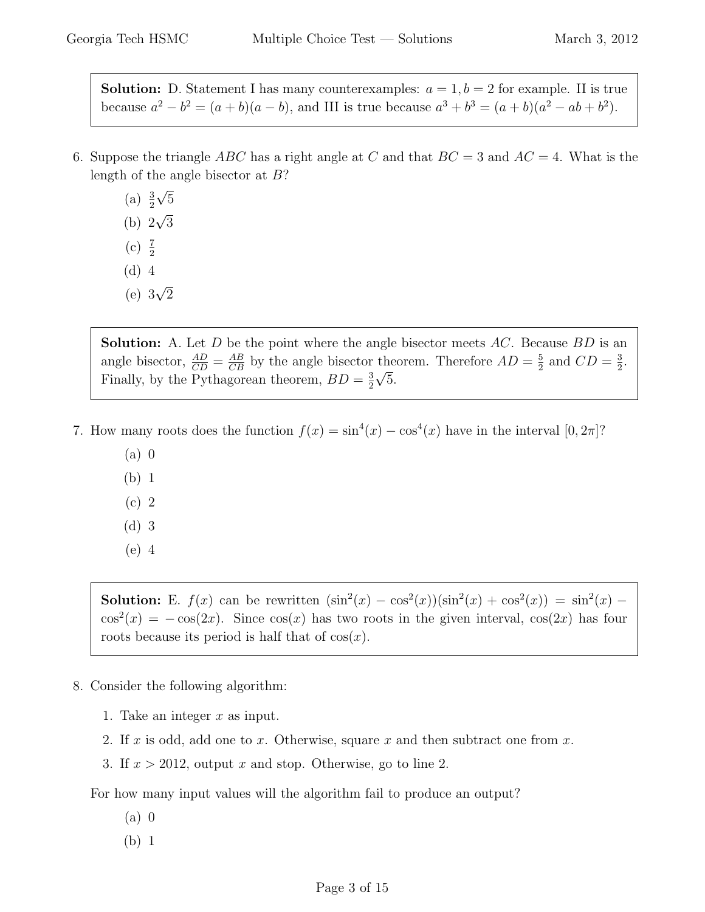**Solution:** D. Statement I has many counterexamples: $a = 1, b = 2$ for example. II is true because $a^2 - b^2 = (a + b)(a - b)$, and III is true because $a^3 + b^3 = (a + b)(a^2 - ab + b^2)$.

6. Suppose the triangle $ABC$ has a right angle at $C$ and that $BC = 3$ and $AC = 4$. What is the length of the angle bisector at $B$?

   (a) $\frac{3}{2}\sqrt{5}$
   
   (b) $2\sqrt{3}$
   
   (c) $\frac{7}{2}$
   
   (d) 4
   
   (e) $3\sqrt{2}$

**Solution:** A. Let $D$ be the point where the angle bisector meets $AC$. Because $BD$ is an angle bisector, $\frac{AD}{CD} = \frac{AB}{CB}$ by the angle bisector theorem. Therefore $AD = \frac{5}{2}$ and $CD = \frac{3}{2}$. Finally, by the Pythagorean theorem, $BD = \frac{3}{2}\sqrt{5}$.

7. How many roots does the function $f(x) = \sin^4(x) - \cos^4(x)$ have in the interval $[0, 2\pi]$?

   (a) 0
   
   (b) 1
   
   (c) 2
   
   (d) 3
   
   (e) 4

**Solution:** E. $f(x)$ can be rewritten $(\sin^2(x) - \cos^2(x))(\sin^2(x) + \cos^2(x)) = \sin^2(x) - \cos^2(x) = -\cos(2x)$. Since $\cos(x)$ has two roots in the given interval, $\cos(2x)$ has four roots because its period is half that of $\cos(x)$.

8. Consider the following algorithm:

   1. Take an integer $x$ as input.
   2. If $x$ is odd, add one to $x$. Otherwise, square $x$ and then subtract one from $x$.
   3. If $x > 2012$, output $x$ and stop. Otherwise, go to line 2.

   For how many input values will the algorithm fail to produce an output?

   (a) 0
   
   (b) 1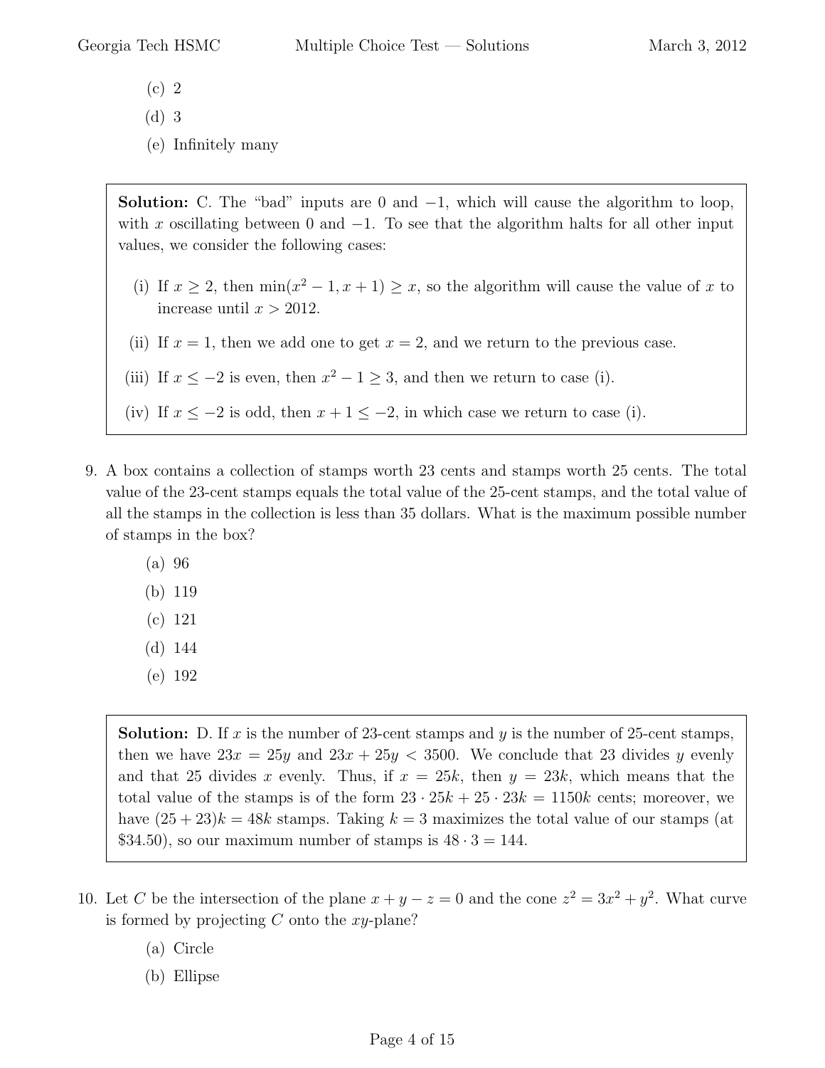(c) 2

(d) 3

(e) Infinitely many

> **Solution:** C. The "bad" inputs are 0 and $-1$, which will cause the algorithm to loop, with $x$ oscillating between 0 and $-1$. To see that the algorithm halts for all other input values, we consider the following cases:
>
> (i) If $x \geq 2$, then $\min(x^2 - 1, x + 1) \geq x$, so the algorithm will cause the value of $x$ to increase until $x > 2012$.
>
> (ii) If $x = 1$, then we add one to get $x = 2$, and we return to the previous case.
>
> (iii) If $x \leq -2$ is even, then $x^2 - 1 \geq 3$, and then we return to case (i).
>
> (iv) If $x \leq -2$ is odd, then $x + 1 \leq -2$, in which case we return to case (i).

9. A box contains a collection of stamps worth 23 cents and stamps worth 25 cents. The total value of the 23-cent stamps equals the total value of the 25-cent stamps, and the total value of all the stamps in the collection is less than 35 dollars. What is the maximum possible number of stamps in the box?

   (a) 96

   (b) 119

   (c) 121

   (d) 144

   (e) 192

> **Solution:** D. If $x$ is the number of 23-cent stamps and $y$ is the number of 25-cent stamps, then we have $23x = 25y$ and $23x + 25y < 3500$. We conclude that 23 divides $y$ evenly and that 25 divides $x$ evenly. Thus, if $x = 25k$, then $y = 23k$, which means that the total value of the stamps is of the form $23 \cdot 25k + 25 \cdot 23k = 1150k$ cents; moreover, we have $(25 + 23)k = 48k$ stamps. Taking $k = 3$ maximizes the total value of our stamps (at \$34.50), so our maximum number of stamps is $48 \cdot 3 = 144$.

10. Let $C$ be the intersection of the plane $x + y - z = 0$ and the cone $z^2 = 3x^2 + y^2$. What curve is formed by projecting $C$ onto the $xy$-plane?

    (a) Circle

    (b) Ellipse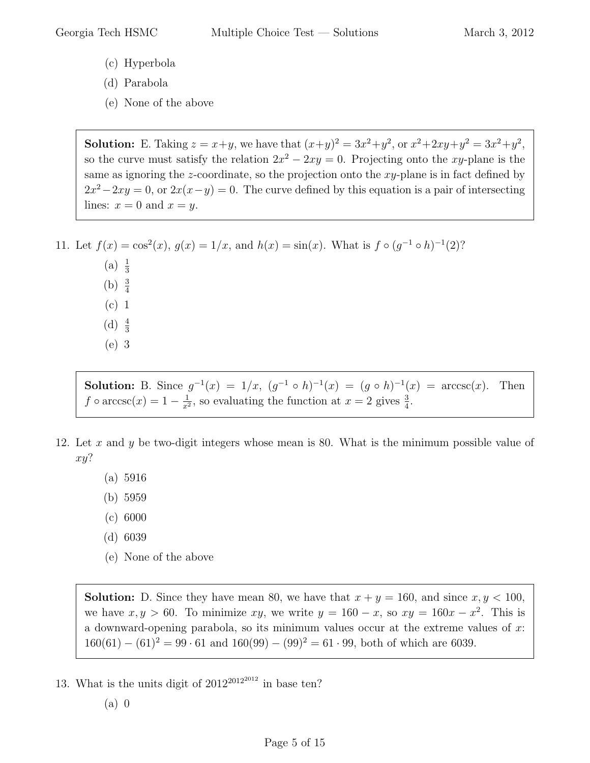(c) Hyperbola

(d) Parabola

(e) None of the above

> **Solution:** E. Taking $z = x+y$, we have that $(x+y)^2 = 3x^2+y^2$, or $x^2+2xy+y^2 = 3x^2+y^2$, so the curve must satisfy the relation $2x^2 - 2xy = 0$. Projecting onto the $xy$-plane is the same as ignoring the $z$-coordinate, so the projection onto the $xy$-plane is in fact defined by $2x^2 - 2xy = 0$, or $2x(x-y) = 0$. The curve defined by this equation is a pair of intersecting lines: $x = 0$ and $x = y$.

11. Let $f(x) = \cos^2(x)$, $g(x) = 1/x$, and $h(x) = \sin(x)$. What is $f \circ (g^{-1} \circ h)^{-1}(2)$?

    (a) $\frac{1}{3}$

    (b) $\frac{3}{4}$

    (c) 1

    (d) $\frac{4}{3}$

    (e) 3

> **Solution:** B. Since $g^{-1}(x) = 1/x$, $(g^{-1} \circ h)^{-1}(x) = (g \circ h)^{-1}(x) = \operatorname{arccsc}(x)$. Then $f \circ \operatorname{arccsc}(x) = 1 - \frac{1}{x^2}$, so evaluating the function at $x = 2$ gives $\frac{3}{4}$.

12. Let $x$ and $y$ be two-digit integers whose mean is 80. What is the minimum possible value of $xy$?

    (a) 5916

    (b) 5959

    (c) 6000

    (d) 6039

    (e) None of the above

> **Solution:** D. Since they have mean 80, we have that $x + y = 160$, and since $x, y < 100$, we have $x, y > 60$. To minimize $xy$, we write $y = 160 - x$, so $xy = 160x - x^2$. This is a downward-opening parabola, so its minimum values occur at the extreme values of $x$: $160(61) - (61)^2 = 99 \cdot 61$ and $160(99) - (99)^2 = 61 \cdot 99$, both of which are 6039.

13. What is the units digit of $2012^{2012^{2012}}$ in base ten?

    (a) 0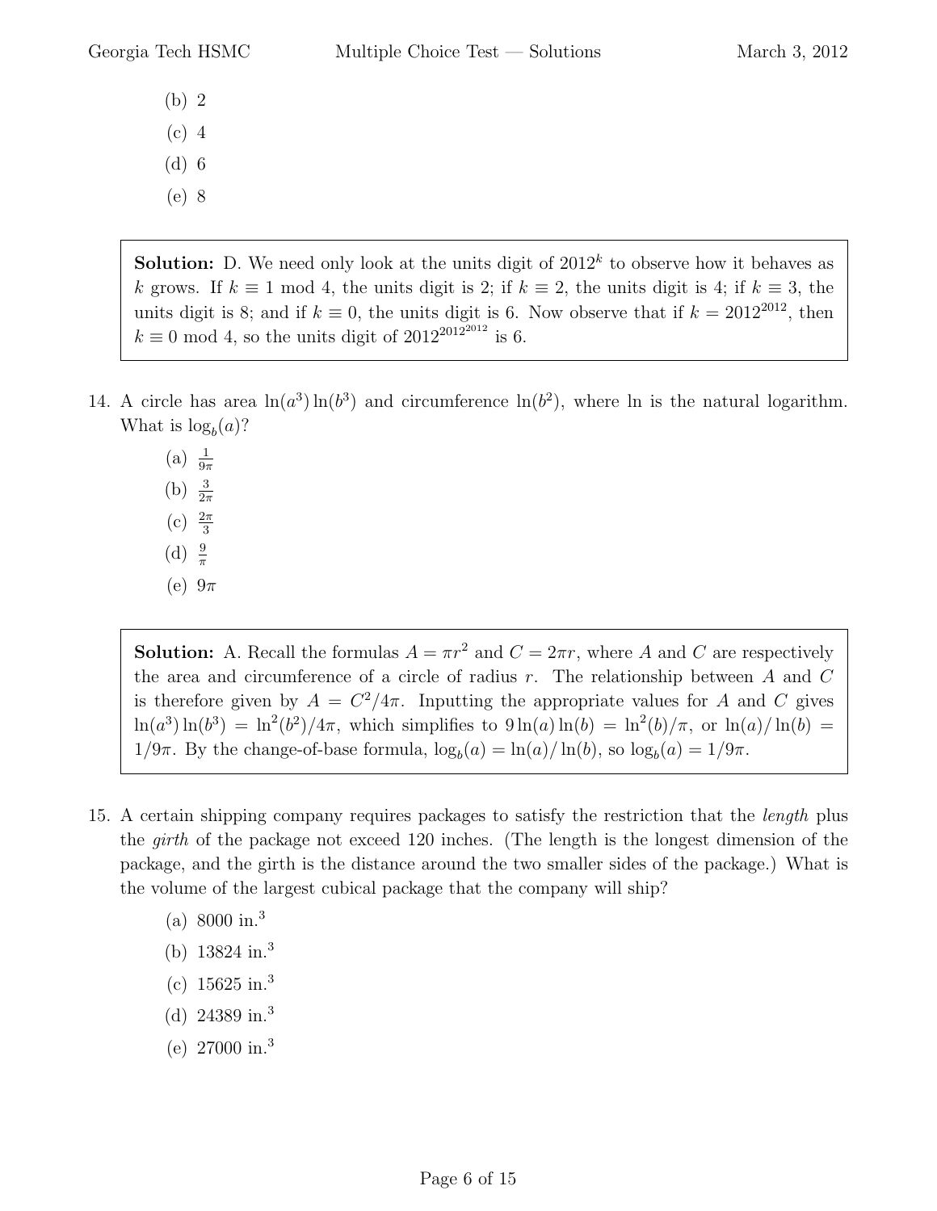(b) 2

(c) 4

(d) 6

(e) 8

> **Solution:** D. We need only look at the units digit of $2012^k$ to observe how it behaves as $k$ grows. If $k \equiv 1 \bmod 4$, the units digit is 2; if $k \equiv 2$, the units digit is 4; if $k \equiv 3$, the units digit is 8; and if $k \equiv 0$, the units digit is 6. Now observe that if $k = 2012^{2012}$, then $k \equiv 0 \bmod 4$, so the units digit of $2012^{2012^{2012}}$ is 6.

14. A circle has area $\ln(a^3)\ln(b^3)$ and circumference $\ln(b^2)$, where ln is the natural logarithm. What is $\log_b(a)$?

    (a) $\frac{1}{9\pi}$

    (b) $\frac{3}{2\pi}$

    (c) $\frac{2\pi}{3}$

    (d) $\frac{9}{\pi}$

    (e) $9\pi$

> **Solution:** A. Recall the formulas $A = \pi r^2$ and $C = 2\pi r$, where $A$ and $C$ are respectively the area and circumference of a circle of radius $r$. The relationship between $A$ and $C$ is therefore given by $A = C^2/4\pi$. Inputting the appropriate values for $A$ and $C$ gives $\ln(a^3)\ln(b^3) = \ln^2(b^2)/4\pi$, which simplifies to $9\ln(a)\ln(b) = \ln^2(b)/\pi$, or $\ln(a)/\ln(b) = 1/9\pi$. By the change-of-base formula, $\log_b(a) = \ln(a)/\ln(b)$, so $\log_b(a) = 1/9\pi$.

15. A certain shipping company requires packages to satisfy the restriction that the *length* plus the *girth* of the package not exceed 120 inches. (The length is the longest dimension of the package, and the girth is the distance around the two smaller sides of the package.) What is the volume of the largest cubical package that the company will ship?

    (a) 8000 in.$^3$

    (b) 13824 in.$^3$

    (c) 15625 in.$^3$

    (d) 24389 in.$^3$

    (e) 27000 in.$^3$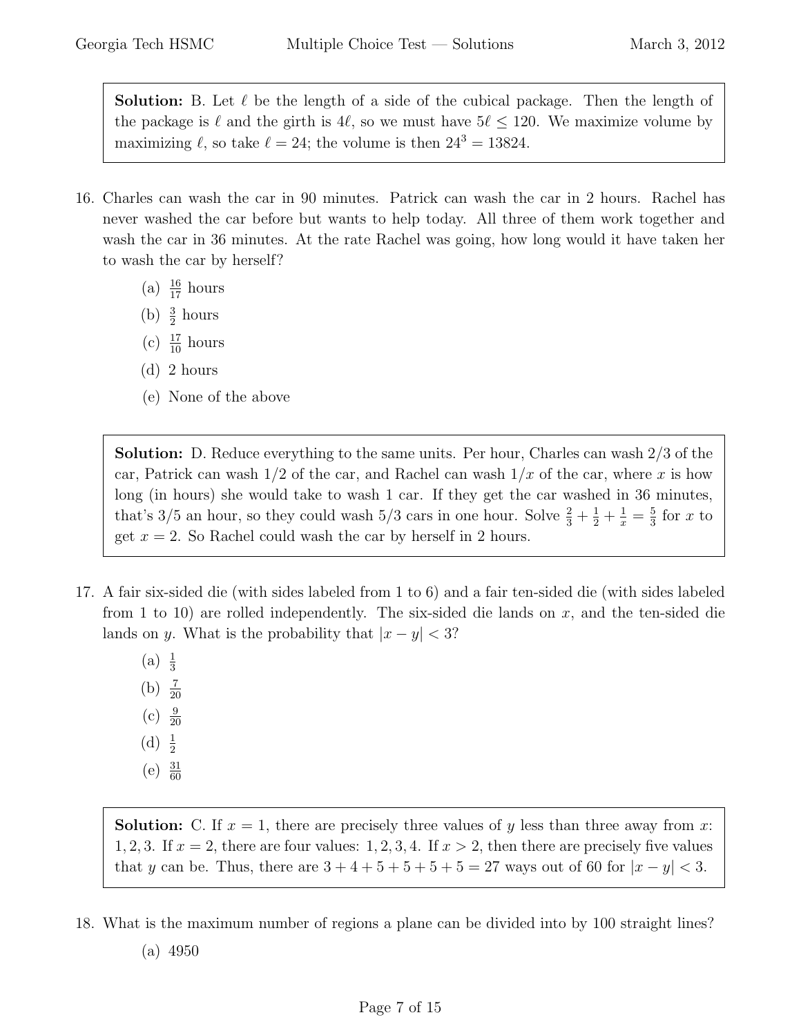**Solution:** B. Let $\ell$ be the length of a side of the cubical package. Then the length of the package is $\ell$ and the girth is $4\ell$, so we must have $5\ell \leq 120$. We maximize volume by maximizing $\ell$, so take $\ell = 24$; the volume is then $24^3 = 13824$.

16. Charles can wash the car in 90 minutes. Patrick can wash the car in 2 hours. Rachel has never washed the car before but wants to help today. All three of them work together and wash the car in 36 minutes. At the rate Rachel was going, how long would it have taken her to wash the car by herself?

   (a) $\frac{16}{17}$ hours
   (b) $\frac{3}{2}$ hours
   (c) $\frac{17}{10}$ hours
   (d) 2 hours
   (e) None of the above

**Solution:** D. Reduce everything to the same units. Per hour, Charles can wash 2/3 of the car, Patrick can wash 1/2 of the car, and Rachel can wash $1/x$ of the car, where $x$ is how long (in hours) she would take to wash 1 car. If they get the car washed in 36 minutes, that's 3/5 an hour, so they could wash 5/3 cars in one hour. Solve $\frac{2}{3} + \frac{1}{2} + \frac{1}{x} = \frac{5}{3}$ for $x$ to get $x = 2$. So Rachel could wash the car by herself in 2 hours.

17. A fair six-sided die (with sides labeled from 1 to 6) and a fair ten-sided die (with sides labeled from 1 to 10) are rolled independently. The six-sided die lands on $x$, and the ten-sided die lands on $y$. What is the probability that $|x - y| < 3$?

   (a) $\frac{1}{3}$
   (b) $\frac{7}{20}$
   (c) $\frac{9}{20}$
   (d) $\frac{1}{2}$
   (e) $\frac{31}{60}$

**Solution:** C. If $x = 1$, there are precisely three values of $y$ less than three away from $x$: $1, 2, 3$. If $x = 2$, there are four values: $1, 2, 3, 4$. If $x > 2$, then there are precisely five values that $y$ can be. Thus, there are $3 + 4 + 5 + 5 + 5 + 5 = 27$ ways out of 60 for $|x - y| < 3$.

18. What is the maximum number of regions a plane can be divided into by 100 straight lines?

   (a) 4950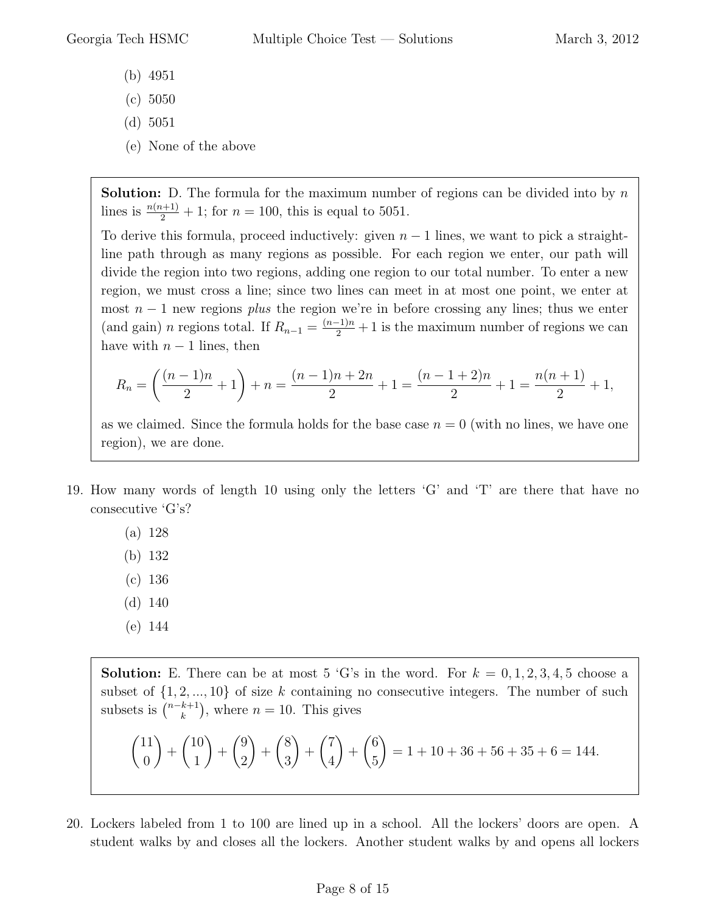(b) 4951

(c) 5050

(d) 5051

(e) None of the above

**Solution:** D. The formula for the maximum number of regions can be divided into by $n$ lines is $\frac{n(n+1)}{2} + 1$; for $n = 100$, this is equal to 5051.

To derive this formula, proceed inductively: given $n-1$ lines, we want to pick a straight-line path through as many regions as possible. For each region we enter, our path will divide the region into two regions, adding one region to our total number. To enter a new region, we must cross a line; since two lines can meet in at most one point, we enter at most $n-1$ new regions *plus* the region we're in before crossing any lines; thus we enter (and gain) $n$ regions total. If $R_{n-1} = \frac{(n-1)n}{2} + 1$ is the maximum number of regions we can have with $n-1$ lines, then

$$R_n = \left(\frac{(n-1)n}{2} + 1\right) + n = \frac{(n-1)n + 2n}{2} + 1 = \frac{(n-1+2)n}{2} + 1 = \frac{n(n+1)}{2} + 1,$$

as we claimed. Since the formula holds for the base case $n = 0$ (with no lines, we have one region), we are done.

19. How many words of length 10 using only the letters 'G' and 'T' are there that have no consecutive 'G's?

    (a) 128

    (b) 132

    (c) 136

    (d) 140

    (e) 144

**Solution:** E. There can be at most 5 'G's in the word. For $k = 0, 1, 2, 3, 4, 5$ choose a subset of $\{1, 2, ..., 10\}$ of size $k$ containing no consecutive integers. The number of such subsets is $\binom{n-k+1}{k}$, where $n = 10$. This gives

$$\binom{11}{0} + \binom{10}{1} + \binom{9}{2} + \binom{8}{3} + \binom{7}{4} + \binom{6}{5} = 1 + 10 + 36 + 56 + 35 + 6 = 144.$$

20. Lockers labeled from 1 to 100 are lined up in a school. All the lockers' doors are open. A student walks by and closes all the lockers. Another student walks by and opens all lockers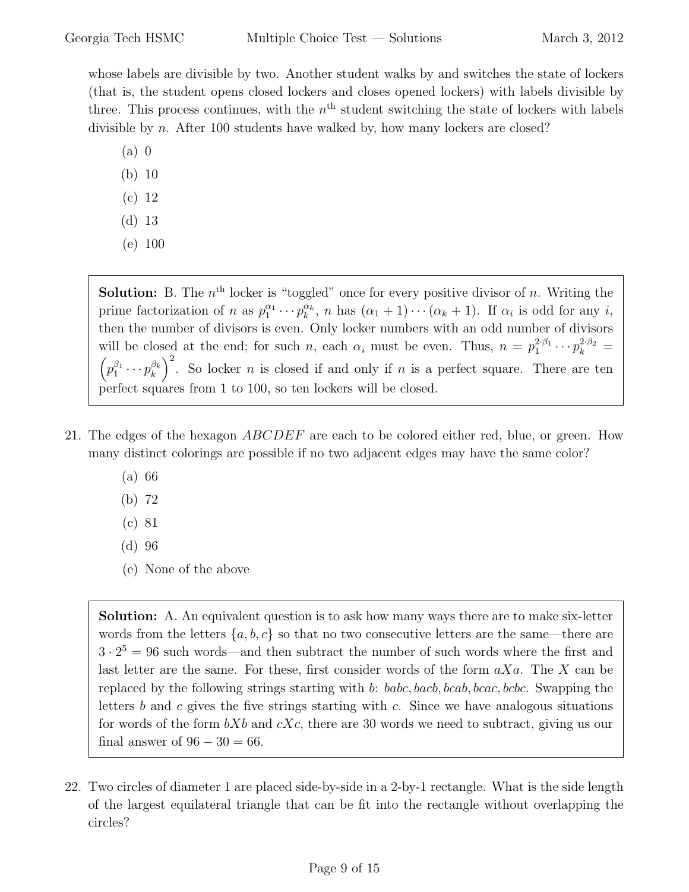whose labels are divisible by two. Another student walks by and switches the state of lockers (that is, the student opens closed lockers and closes opened lockers) with labels divisible by three. This process continues, with the $n^{\text{th}}$ student switching the state of lockers with labels divisible by $n$. After 100 students have walked by, how many lockers are closed?

(a) 0

(b) 10

(c) 12

(d) 13

(e) 100

> **Solution:** B. The $n^{\text{th}}$ locker is "toggled" once for every positive divisor of $n$. Writing the prime factorization of $n$ as $p_1^{\alpha_1} \cdots p_k^{\alpha_k}$, $n$ has $(\alpha_1 + 1) \cdots (\alpha_k + 1)$. If $\alpha_i$ is odd for any $i$, then the number of divisors is even. Only locker numbers with an odd number of divisors will be closed at the end; for such $n$, each $\alpha_i$ must be even. Thus, $n = p_1^{2 \cdot \beta_1} \cdots p_k^{2 \cdot \beta_2} = \left(p_1^{\beta_1} \cdots p_k^{\beta_k}\right)^2$. So locker $n$ is closed if and only if $n$ is a perfect square. There are ten perfect squares from 1 to 100, so ten lockers will be closed.

21. The edges of the hexagon $ABCDEF$ are each to be colored either red, blue, or green. How many distinct colorings are possible if no two adjacent edges may have the same color?

(a) 66

(b) 72

(c) 81

(d) 96

(e) None of the above

> **Solution:** A. An equivalent question is to ask how many ways there are to make six-letter words from the letters $\{a, b, c\}$ so that no two consecutive letters are the same—there are $3 \cdot 2^5 = 96$ such words—and then subtract the number of such words where the first and last letter are the same. For these, first consider words of the form $aXa$. The $X$ can be replaced by the following strings starting with $b$: $babc, bacb, bcab, bcac, bcbc$. Swapping the letters $b$ and $c$ gives the five strings starting with $c$. Since we have analogous situations for words of the form $bXb$ and $cXc$, there are 30 words we need to subtract, giving us our final answer of $96 - 30 = 66$.

22. Two circles of diameter 1 are placed side-by-side in a 2-by-1 rectangle. What is the side length of the largest equilateral triangle that can be fit into the rectangle without overlapping the circles?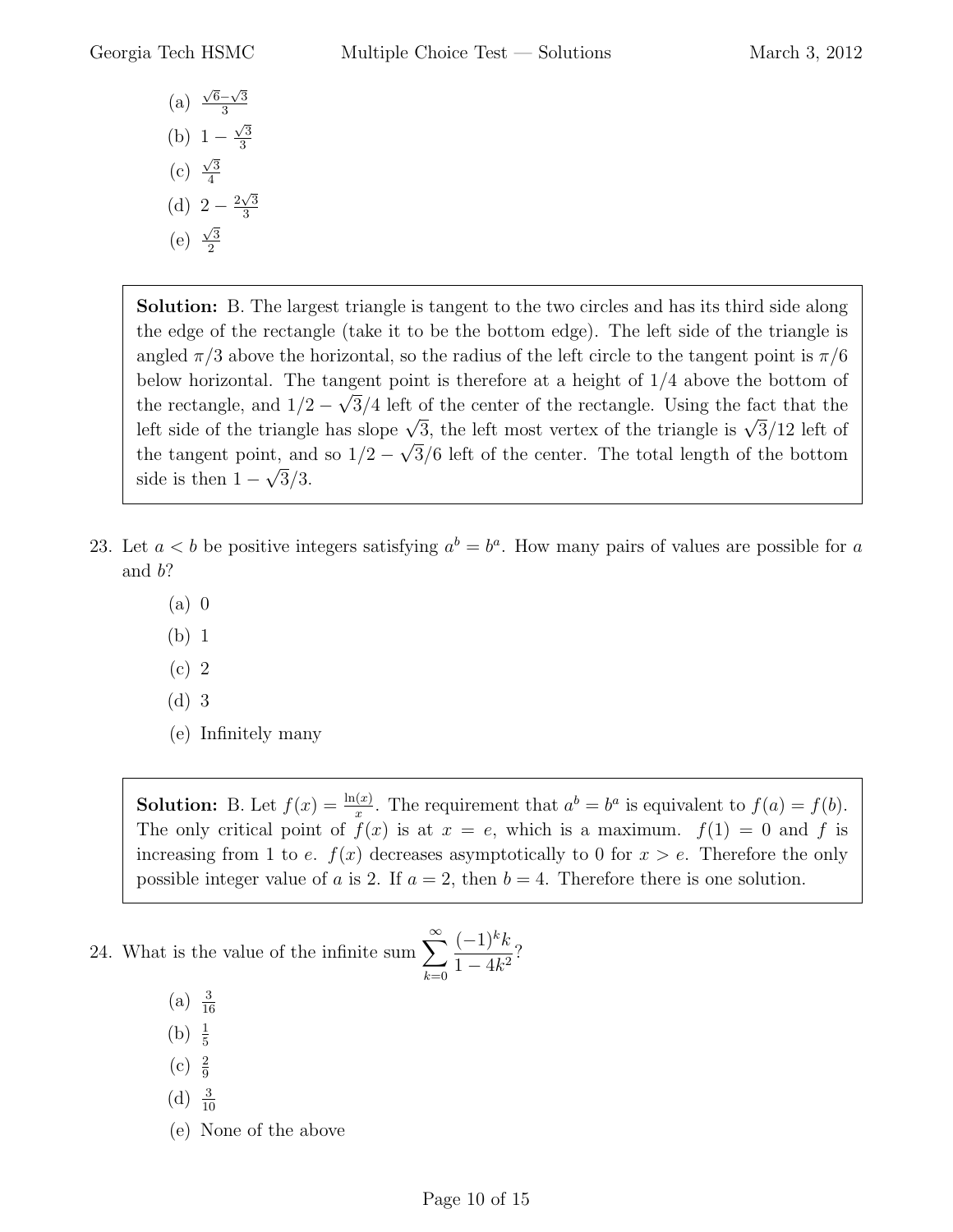(a) $\frac{\sqrt{6}-\sqrt{3}}{3}$

(b) $1 - \frac{\sqrt{3}}{3}$

(c) $\frac{\sqrt{3}}{4}$

(d) $2 - \frac{2\sqrt{3}}{3}$

(e) $\frac{\sqrt{3}}{2}$

**Solution:** B. The largest triangle is tangent to the two circles and has its third side along the edge of the rectangle (take it to be the bottom edge). The left side of the triangle is angled $\pi/3$ above the horizontal, so the radius of the left circle to the tangent point is $\pi/6$ below horizontal. The tangent point is therefore at a height of $1/4$ above the bottom of the rectangle, and $1/2 - \sqrt{3}/4$ left of the center of the rectangle. Using the fact that the left side of the triangle has slope $\sqrt{3}$, the left most vertex of the triangle is $\sqrt{3}/12$ left of the tangent point, and so $1/2 - \sqrt{3}/6$ left of the center. The total length of the bottom side is then $1 - \sqrt{3}/3$.

23. Let $a < b$ be positive integers satisfying $a^b = b^a$. How many pairs of values are possible for $a$ and $b$?

(a) 0

(b) 1

(c) 2

(d) 3

(e) Infinitely many

**Solution:** B. Let $f(x) = \frac{\ln(x)}{x}$. The requirement that $a^b = b^a$ is equivalent to $f(a) = f(b)$. The only critical point of $f(x)$ is at $x = e$, which is a maximum. $f(1) = 0$ and $f$ is increasing from 1 to $e$. $f(x)$ decreases asymptotically to 0 for $x > e$. Therefore the only possible integer value of $a$ is 2. If $a = 2$, then $b = 4$. Therefore there is one solution.

24. What is the value of the infinite sum $\displaystyle\sum_{k=0}^{\infty} \frac{(-1)^k k}{1 - 4k^2}$?

(a) $\frac{3}{16}$

(b) $\frac{1}{5}$

(c) $\frac{2}{9}$

(d) $\frac{3}{10}$

(e) None of the above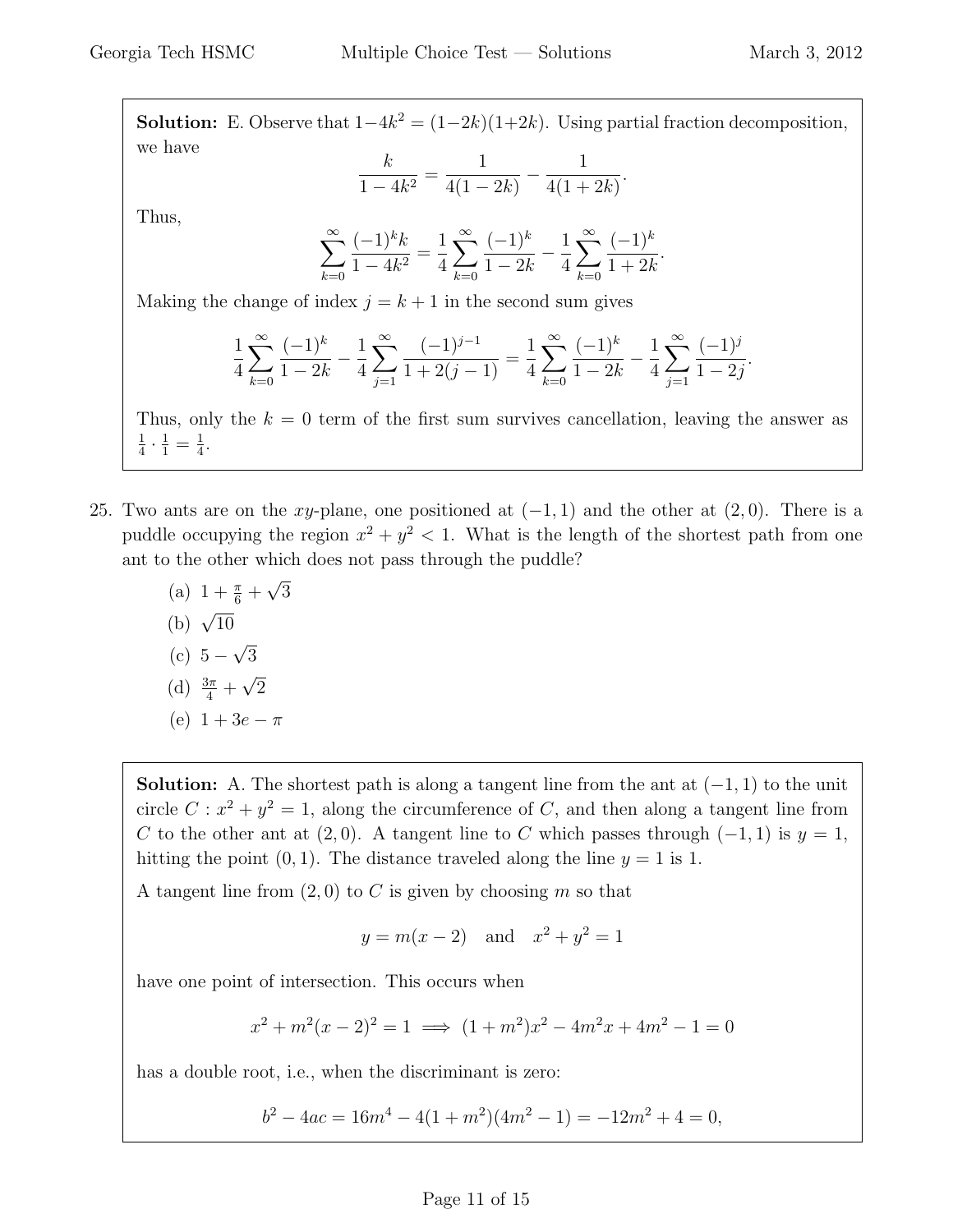**Solution:** E. Observe that $1-4k^2 = (1-2k)(1+2k)$. Using partial fraction decomposition, we have

$$\frac{k}{1-4k^2} = \frac{1}{4(1-2k)} - \frac{1}{4(1+2k)}.$$

Thus,

$$\sum_{k=0}^{\infty} \frac{(-1)^k k}{1-4k^2} = \frac{1}{4}\sum_{k=0}^{\infty} \frac{(-1)^k}{1-2k} - \frac{1}{4}\sum_{k=0}^{\infty} \frac{(-1)^k}{1+2k}.$$

Making the change of index $j = k+1$ in the second sum gives

$$\frac{1}{4}\sum_{k=0}^{\infty} \frac{(-1)^k}{1-2k} - \frac{1}{4}\sum_{j=1}^{\infty} \frac{(-1)^{j-1}}{1+2(j-1)} = \frac{1}{4}\sum_{k=0}^{\infty} \frac{(-1)^k}{1-2k} - \frac{1}{4}\sum_{j=1}^{\infty} \frac{(-1)^j}{1-2j}.$$

Thus, only the $k=0$ term of the first sum survives cancellation, leaving the answer as $\frac{1}{4} \cdot \frac{1}{1} = \frac{1}{4}$.

25. Two ants are on the $xy$-plane, one positioned at $(-1,1)$ and the other at $(2,0)$. There is a puddle occupying the region $x^2 + y^2 < 1$. What is the length of the shortest path from one ant to the other which does not pass through the puddle?

  (a) $1 + \frac{\pi}{6} + \sqrt{3}$
  (b) $\sqrt{10}$
  (c) $5 - \sqrt{3}$
  (d) $\frac{3\pi}{4} + \sqrt{2}$
  (e) $1 + 3e - \pi$

**Solution:** A. The shortest path is along a tangent line from the ant at $(-1,1)$ to the unit circle $C : x^2 + y^2 = 1$, along the circumference of $C$, and then along a tangent line from $C$ to the other ant at $(2,0)$. A tangent line to $C$ which passes through $(-1,1)$ is $y = 1$, hitting the point $(0,1)$. The distance traveled along the line $y = 1$ is 1.

A tangent line from $(2,0)$ to $C$ is given by choosing $m$ so that

$$y = m(x-2) \quad \text{and} \quad x^2 + y^2 = 1$$

have one point of intersection. This occurs when

$$x^2 + m^2(x-2)^2 = 1 \implies (1+m^2)x^2 - 4m^2 x + 4m^2 - 1 = 0$$

has a double root, i.e., when the discriminant is zero:

$$b^2 - 4ac = 16m^4 - 4(1+m^2)(4m^2-1) = -12m^2 + 4 = 0,$$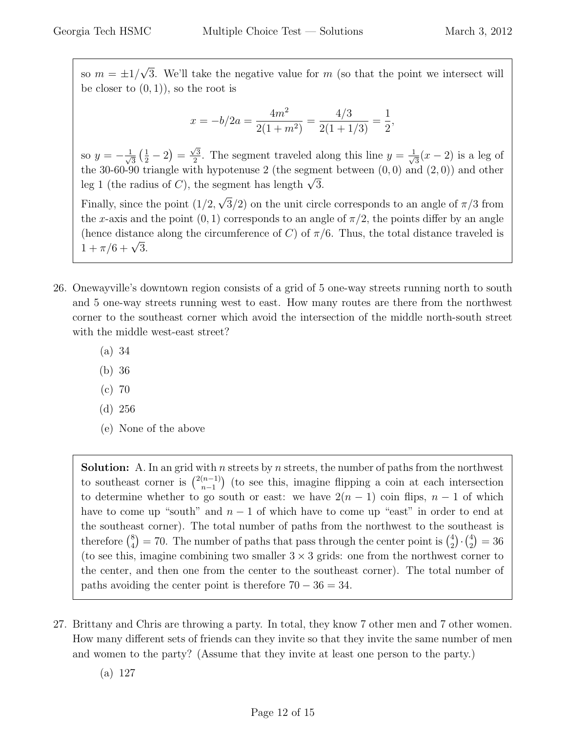so $m = \pm 1/\sqrt{3}$. We'll take the negative value for $m$ (so that the point we intersect will be closer to $(0, 1)$), so the root is

$$x = -b/2a = \frac{4m^2}{2(1+m^2)} = \frac{4/3}{2(1+1/3)} = \frac{1}{2},$$

so $y = -\frac{1}{\sqrt{3}}\left(\frac{1}{2} - 2\right) = \frac{\sqrt{3}}{2}$. The segment traveled along this line $y = \frac{1}{\sqrt{3}}(x-2)$ is a leg of the 30-60-90 triangle with hypotenuse 2 (the segment between $(0, 0)$ and $(2, 0)$) and other leg 1 (the radius of $C$), the segment has length $\sqrt{3}$.

Finally, since the point $(1/2, \sqrt{3}/2)$ on the unit circle corresponds to an angle of $\pi/3$ from the $x$-axis and the point $(0, 1)$ corresponds to an angle of $\pi/2$, the points differ by an angle (hence distance along the circumference of $C$) of $\pi/6$. Thus, the total distance traveled is $1 + \pi/6 + \sqrt{3}$.

26. Onewayville's downtown region consists of a grid of 5 one-way streets running north to south and 5 one-way streets running west to east. How many routes are there from the northwest corner to the southeast corner which avoid the intersection of the middle north-south street with the middle west-east street?

    (a) 34

    (b) 36

    (c) 70

    (d) 256

    (e) None of the above

**Solution:** A. In an grid with $n$ streets by $n$ streets, the number of paths from the northwest to southeast corner is $\binom{2(n-1)}{n-1}$ (to see this, imagine flipping a coin at each intersection to determine whether to go south or east: we have $2(n-1)$ coin flips, $n-1$ of which have to come up "south" and $n-1$ of which have to come up "east" in order to end at the southeast corner). The total number of paths from the northwest to the southeast is therefore $\binom{8}{4} = 70$. The number of paths that pass through the center point is $\binom{4}{2} \cdot \binom{4}{2} = 36$ (to see this, imagine combining two smaller $3 \times 3$ grids: one from the northwest corner to the center, and then one from the center to the southeast corner). The total number of paths avoiding the center point is therefore $70 - 36 = 34$.

27. Brittany and Chris are throwing a party. In total, they know 7 other men and 7 other women. How many different sets of friends can they invite so that they invite the same number of men and women to the party? (Assume that they invite at least one person to the party.)

    (a) 127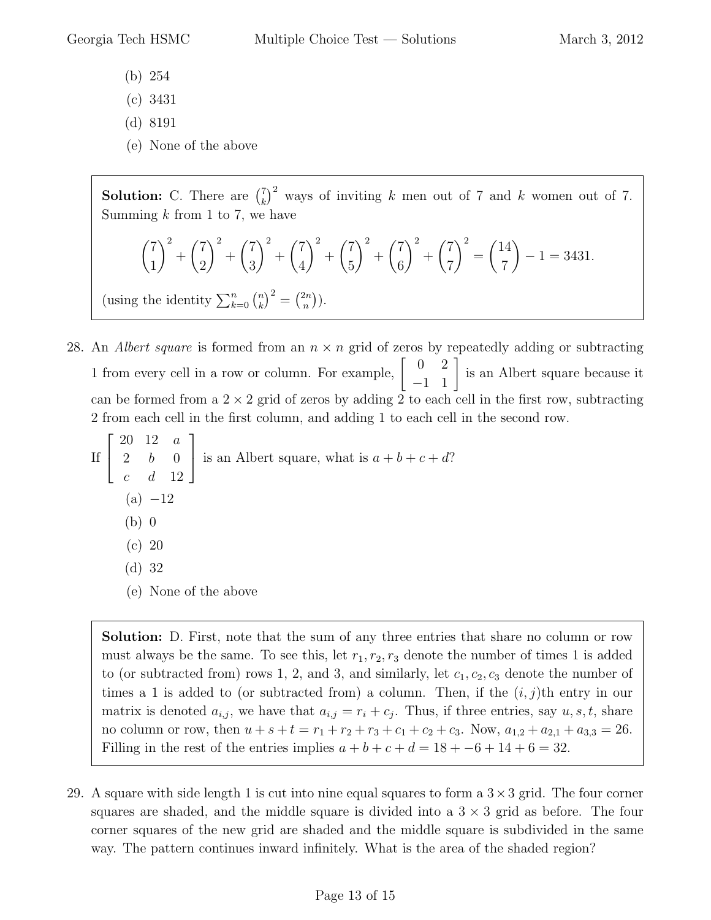(b) 254

(c) 3431

(d) 8191

(e) None of the above

> **Solution:** C. There are $\binom{7}{k}^2$ ways of inviting $k$ men out of 7 and $k$ women out of 7. Summing $k$ from 1 to 7, we have
>
> $$\binom{7}{1}^2 + \binom{7}{2}^2 + \binom{7}{3}^2 + \binom{7}{4}^2 + \binom{7}{5}^2 + \binom{7}{6}^2 + \binom{7}{7}^2 = \binom{14}{7} - 1 = 3431.$$
>
> (using the identity $\sum_{k=0}^{n} \binom{n}{k}^2 = \binom{2n}{n}$).

28. An *Albert square* is formed from an $n \times n$ grid of zeros by repeatedly adding or subtracting 1 from every cell in a row or column. For example, $\begin{bmatrix} 0 & 2 \\ -1 & 1 \end{bmatrix}$ is an Albert square because it can be formed from a $2 \times 2$ grid of zeros by adding 2 to each cell in the first row, subtracting 2 from each cell in the first column, and adding 1 to each cell in the second row.

If $\begin{bmatrix} 20 & 12 & a \\ 2 & b & 0 \\ c & d & 12 \end{bmatrix}$ is an Albert square, what is $a + b + c + d$?

(a) $-12$

(b) 0

(c) 20

(d) 32

(e) None of the above

> **Solution:** D. First, note that the sum of any three entries that share no column or row must always be the same. To see this, let $r_1, r_2, r_3$ denote the number of times 1 is added to (or subtracted from) rows 1, 2, and 3, and similarly, let $c_1, c_2, c_3$ denote the number of times a 1 is added to (or subtracted from) a column. Then, if the $(i, j)$th entry in our matrix is denoted $a_{i,j}$, we have that $a_{i,j} = r_i + c_j$. Thus, if three entries, say $u, s, t$, share no column or row, then $u + s + t = r_1 + r_2 + r_3 + c_1 + c_2 + c_3$. Now, $a_{1,2} + a_{2,1} + a_{3,3} = 26$. Filling in the rest of the entries implies $a + b + c + d = 18 + -6 + 14 + 6 = 32$.

29. A square with side length 1 is cut into nine equal squares to form a $3 \times 3$ grid. The four corner squares are shaded, and the middle square is divided into a $3 \times 3$ grid as before. The four corner squares of the new grid are shaded and the middle square is subdivided in the same way. The pattern continues inward infinitely. What is the area of the shaded region?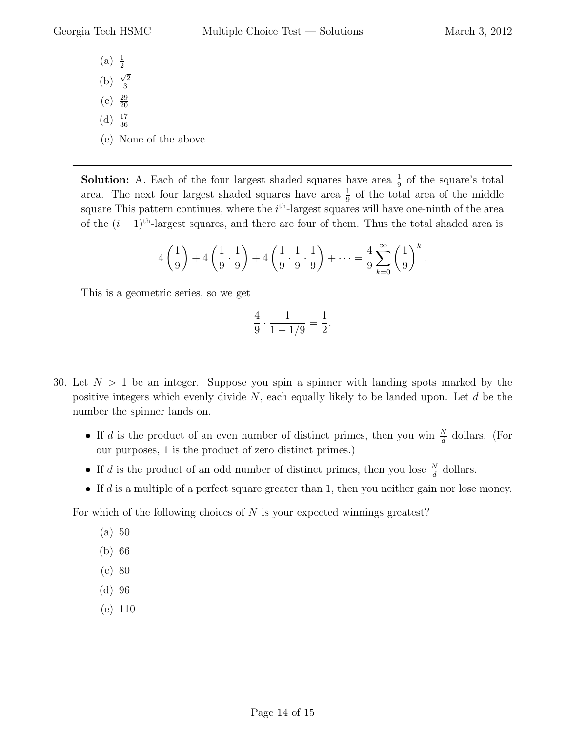(a) $\frac{1}{2}$

(b) $\frac{\sqrt{2}}{3}$

(c) $\frac{29}{20}$

(d) $\frac{17}{36}$

(e) None of the above

**Solution:** A. Each of the four largest shaded squares have area $\frac{1}{9}$ of the square's total area. The next four largest shaded squares have area $\frac{1}{9}$ of the total area of the middle square This pattern continues, where the $i^{\text{th}}$-largest squares will have one-ninth of the area of the $(i-1)^{\text{th}}$-largest squares, and there are four of them. Thus the total shaded area is

$$4\left(\frac{1}{9}\right) + 4\left(\frac{1}{9}\cdot\frac{1}{9}\right) + 4\left(\frac{1}{9}\cdot\frac{1}{9}\cdot\frac{1}{9}\right) + \cdots = \frac{4}{9}\sum_{k=0}^{\infty}\left(\frac{1}{9}\right)^k.$$

This is a geometric series, so we get

$$\frac{4}{9}\cdot\frac{1}{1-1/9} = \frac{1}{2}.$$

30. Let $N > 1$ be an integer. Suppose you spin a spinner with landing spots marked by the positive integers which evenly divide $N$, each equally likely to be landed upon. Let $d$ be the number the spinner lands on.

- If $d$ is the product of an even number of distinct primes, then you win $\frac{N}{d}$ dollars. (For our purposes, 1 is the product of zero distinct primes.)
- If $d$ is the product of an odd number of distinct primes, then you lose $\frac{N}{d}$ dollars.
- If $d$ is a multiple of a perfect square greater than 1, then you neither gain nor lose money.

For which of the following choices of $N$ is your expected winnings greatest?

(a) 50

(b) 66

(c) 80

(d) 96

(e) 110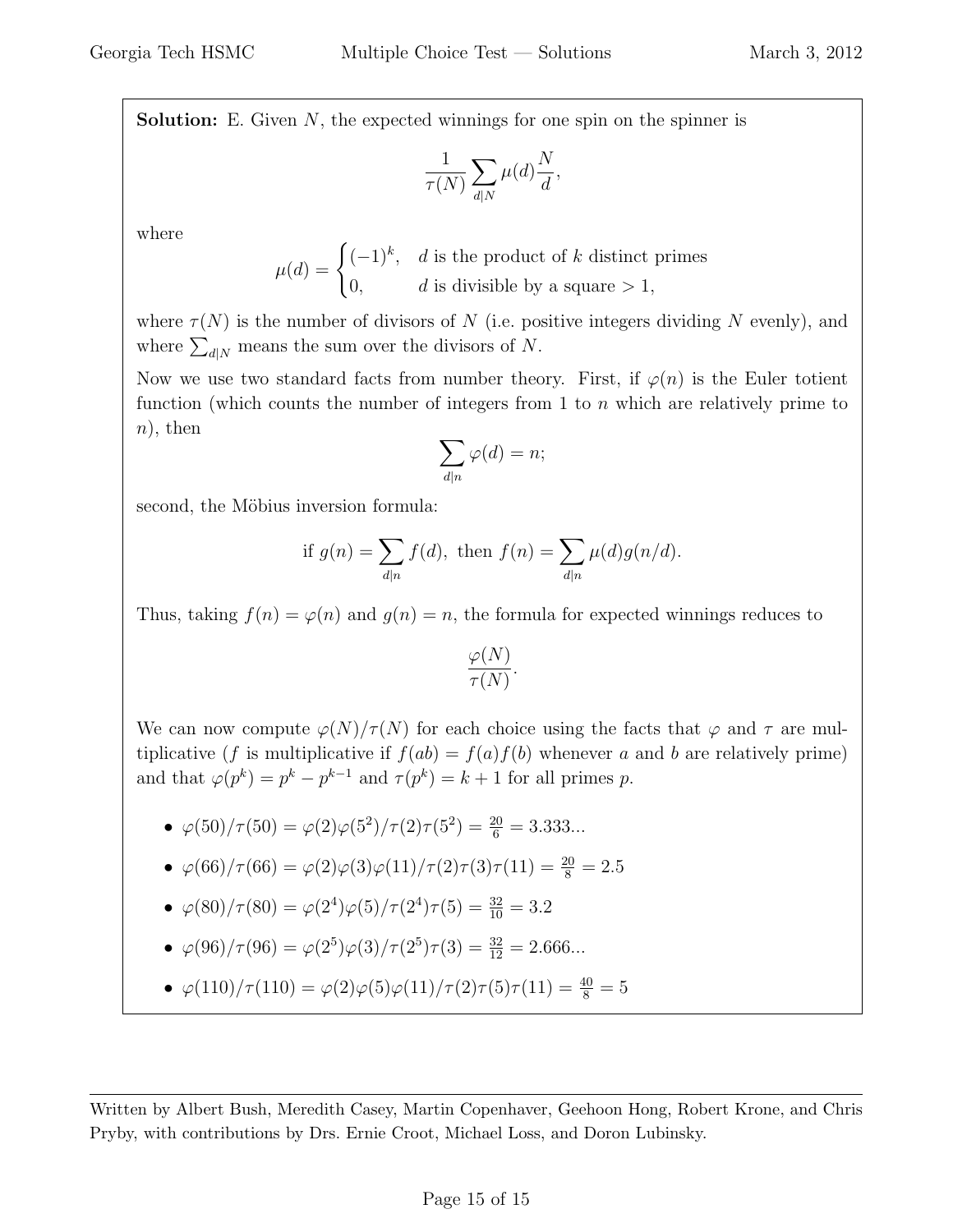**Solution:** E. Given $N$, the expected winnings for one spin on the spinner is

$$\frac{1}{\tau(N)} \sum_{d|N} \mu(d) \frac{N}{d},$$

where

$$\mu(d) = \begin{cases} (-1)^k, & d \text{ is the product of } k \text{ distinct primes} \\ 0, & d \text{ is divisible by a square} > 1, \end{cases}$$

where $\tau(N)$ is the number of divisors of $N$ (i.e. positive integers dividing $N$ evenly), and where $\sum_{d|N}$ means the sum over the divisors of $N$.

Now we use two standard facts from number theory. First, if $\varphi(n)$ is the Euler totient function (which counts the number of integers from 1 to $n$ which are relatively prime to $n$), then

$$\sum_{d|n} \varphi(d) = n;$$

second, the Möbius inversion formula:

$$\text{if } g(n) = \sum_{d|n} f(d), \text{ then } f(n) = \sum_{d|n} \mu(d) g(n/d).$$

Thus, taking $f(n) = \varphi(n)$ and $g(n) = n$, the formula for expected winnings reduces to

$$\frac{\varphi(N)}{\tau(N)}.$$

We can now compute $\varphi(N)/\tau(N)$ for each choice using the facts that $\varphi$ and $\tau$ are multiplicative ($f$ is multiplicative if $f(ab) = f(a)f(b)$ whenever $a$ and $b$ are relatively prime) and that $\varphi(p^k) = p^k - p^{k-1}$ and $\tau(p^k) = k + 1$ for all primes $p$.

- $\varphi(50)/\tau(50) = \varphi(2)\varphi(5^2)/\tau(2)\tau(5^2) = \frac{20}{6} = 3.333...$
- $\varphi(66)/\tau(66) = \varphi(2)\varphi(3)\varphi(11)/\tau(2)\tau(3)\tau(11) = \frac{20}{8} = 2.5$
- $\varphi(80)/\tau(80) = \varphi(2^4)\varphi(5)/\tau(2^4)\tau(5) = \frac{32}{10} = 3.2$
- $\varphi(96)/\tau(96) = \varphi(2^5)\varphi(3)/\tau(2^5)\tau(3) = \frac{32}{12} = 2.666...$
- $\varphi(110)/\tau(110) = \varphi(2)\varphi(5)\varphi(11)/\tau(2)\tau(5)\tau(11) = \frac{40}{8} = 5$

---

Written by Albert Bush, Meredith Casey, Martin Copenhaver, Geehoon Hong, Robert Krone, and Chris Pryby, with contributions by Drs. Ernie Croot, Michael Loss, and Doron Lubinsky.